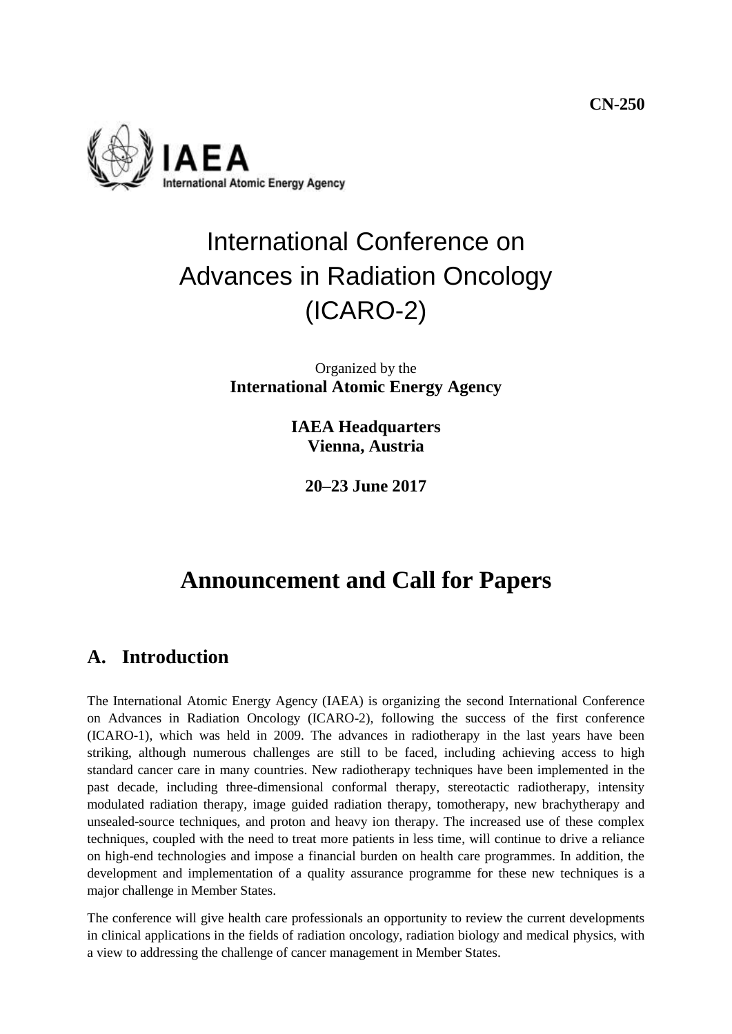**CN-250**

IAEA
International Atomic Energy Agency

# International Conference on Advances in Radiation Oncology (ICARO-2)

Organized by the
**International Atomic Energy Agency**

**IAEA Headquarters**
**Vienna, Austria**

**20–23 June 2017**

# Announcement and Call for Papers

## A. Introduction

The International Atomic Energy Agency (IAEA) is organizing the second International Conference on Advances in Radiation Oncology (ICARO-2), following the success of the first conference (ICARO-1), which was held in 2009. The advances in radiotherapy in the last years have been striking, although numerous challenges are still to be faced, including achieving access to high standard cancer care in many countries. New radiotherapy techniques have been implemented in the past decade, including three-dimensional conformal therapy, stereotactic radiotherapy, intensity modulated radiation therapy, image guided radiation therapy, tomotherapy, new brachytherapy and unsealed-source techniques, and proton and heavy ion therapy. The increased use of these complex techniques, coupled with the need to treat more patients in less time, will continue to drive a reliance on high-end technologies and impose a financial burden on health care programmes. In addition, the development and implementation of a quality assurance programme for these new techniques is a major challenge in Member States.

The conference will give health care professionals an opportunity to review the current developments in clinical applications in the fields of radiation oncology, radiation biology and medical physics, with a view to addressing the challenge of cancer management in Member States.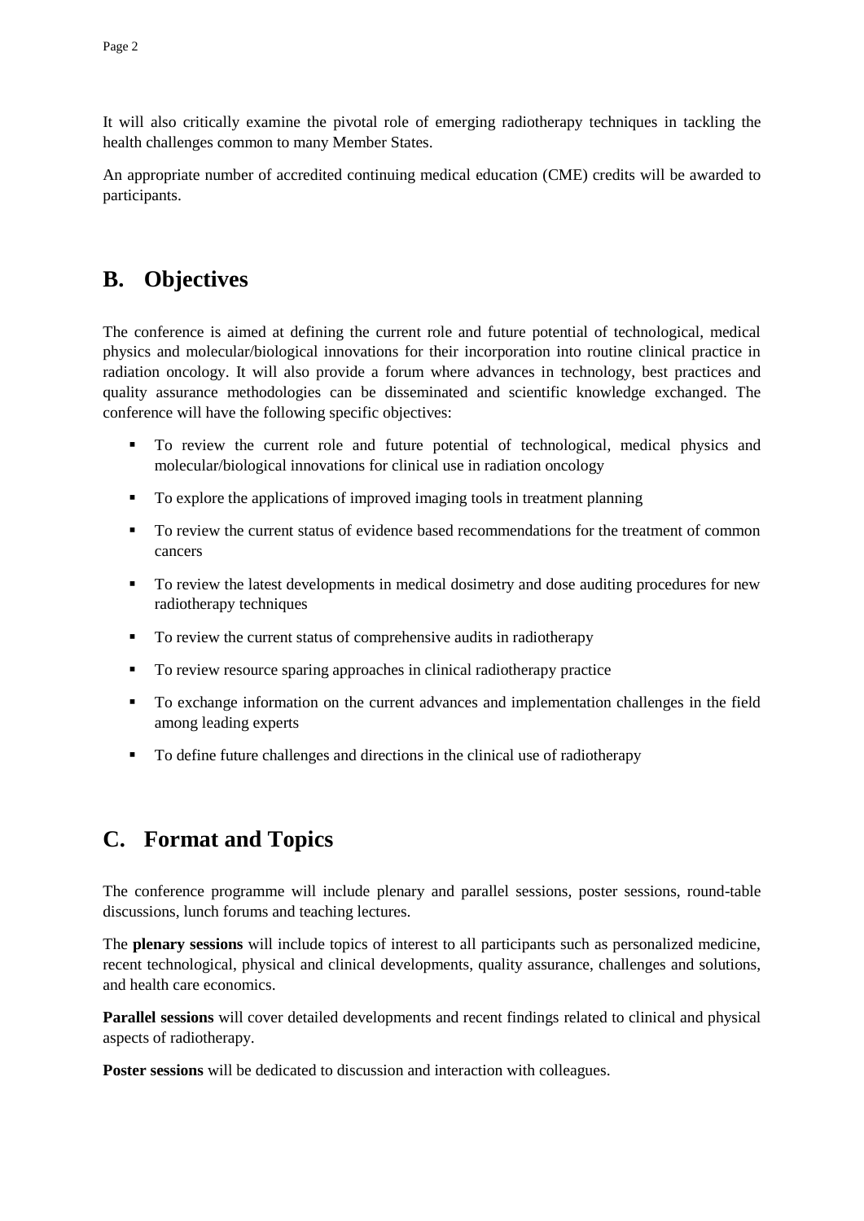It will also critically examine the pivotal role of emerging radiotherapy techniques in tackling the health challenges common to many Member States.

An appropriate number of accredited continuing medical education (CME) credits will be awarded to participants.

## B. Objectives

The conference is aimed at defining the current role and future potential of technological, medical physics and molecular/biological innovations for their incorporation into routine clinical practice in radiation oncology. It will also provide a forum where advances in technology, best practices and quality assurance methodologies can be disseminated and scientific knowledge exchanged. The conference will have the following specific objectives:

- To review the current role and future potential of technological, medical physics and molecular/biological innovations for clinical use in radiation oncology
- To explore the applications of improved imaging tools in treatment planning
- To review the current status of evidence based recommendations for the treatment of common cancers
- To review the latest developments in medical dosimetry and dose auditing procedures for new radiotherapy techniques
- To review the current status of comprehensive audits in radiotherapy
- To review resource sparing approaches in clinical radiotherapy practice
- To exchange information on the current advances and implementation challenges in the field among leading experts
- To define future challenges and directions in the clinical use of radiotherapy

## C. Format and Topics

The conference programme will include plenary and parallel sessions, poster sessions, round-table discussions, lunch forums and teaching lectures.

The **plenary sessions** will include topics of interest to all participants such as personalized medicine, recent technological, physical and clinical developments, quality assurance, challenges and solutions, and health care economics.

**Parallel sessions** will cover detailed developments and recent findings related to clinical and physical aspects of radiotherapy.

**Poster sessions** will be dedicated to discussion and interaction with colleagues.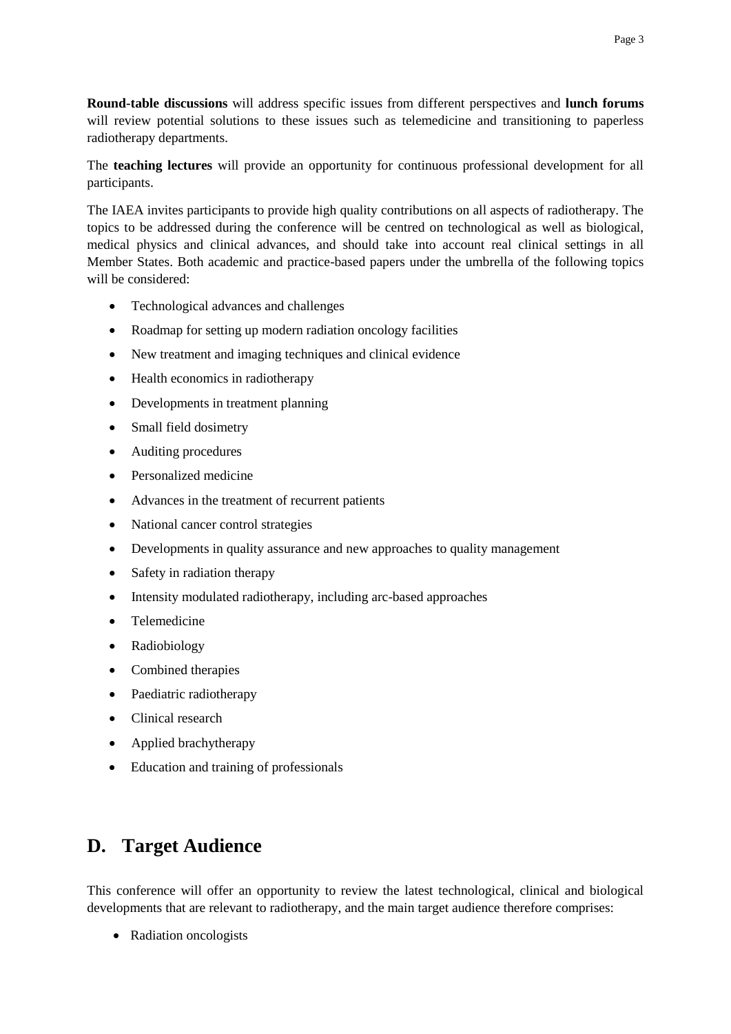**Round-table discussions** will address specific issues from different perspectives and **lunch forums** will review potential solutions to these issues such as telemedicine and transitioning to paperless radiotherapy departments.

The **teaching lectures** will provide an opportunity for continuous professional development for all participants.

The IAEA invites participants to provide high quality contributions on all aspects of radiotherapy. The topics to be addressed during the conference will be centred on technological as well as biological, medical physics and clinical advances, and should take into account real clinical settings in all Member States. Both academic and practice-based papers under the umbrella of the following topics will be considered:

- Technological advances and challenges
- Roadmap for setting up modern radiation oncology facilities
- New treatment and imaging techniques and clinical evidence
- Health economics in radiotherapy
- Developments in treatment planning
- Small field dosimetry
- Auditing procedures
- Personalized medicine
- Advances in the treatment of recurrent patients
- National cancer control strategies
- Developments in quality assurance and new approaches to quality management
- Safety in radiation therapy
- Intensity modulated radiotherapy, including arc-based approaches
- Telemedicine
- Radiobiology
- Combined therapies
- Paediatric radiotherapy
- Clinical research
- Applied brachytherapy
- Education and training of professionals

## D. Target Audience

This conference will offer an opportunity to review the latest technological, clinical and biological developments that are relevant to radiotherapy, and the main target audience therefore comprises:

- Radiation oncologists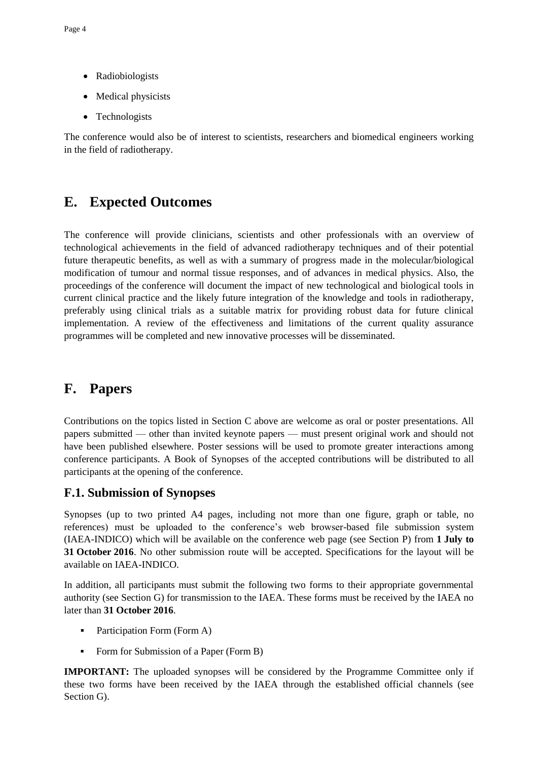- Radiobiologists
- Medical physicists
- Technologists

The conference would also be of interest to scientists, researchers and biomedical engineers working in the field of radiotherapy.

## E. Expected Outcomes

The conference will provide clinicians, scientists and other professionals with an overview of technological achievements in the field of advanced radiotherapy techniques and of their potential future therapeutic benefits, as well as with a summary of progress made in the molecular/biological modification of tumour and normal tissue responses, and of advances in medical physics. Also, the proceedings of the conference will document the impact of new technological and biological tools in current clinical practice and the likely future integration of the knowledge and tools in radiotherapy, preferably using clinical trials as a suitable matrix for providing robust data for future clinical implementation. A review of the effectiveness and limitations of the current quality assurance programmes will be completed and new innovative processes will be disseminated.

## F. Papers

Contributions on the topics listed in Section C above are welcome as oral or poster presentations. All papers submitted — other than invited keynote papers — must present original work and should not have been published elsewhere. Poster sessions will be used to promote greater interactions among conference participants. A Book of Synopses of the accepted contributions will be distributed to all participants at the opening of the conference.

### F.1. Submission of Synopses

Synopses (up to two printed A4 pages, including not more than one figure, graph or table, no references) must be uploaded to the conference's web browser-based file submission system (IAEA-INDICO) which will be available on the conference web page (see Section P) from **1 July to 31 October 2016**. No other submission route will be accepted. Specifications for the layout will be available on IAEA-INDICO.

In addition, all participants must submit the following two forms to their appropriate governmental authority (see Section G) for transmission to the IAEA. These forms must be received by the IAEA no later than **31 October 2016**.

- Participation Form (Form A)
- Form for Submission of a Paper (Form B)

**IMPORTANT:** The uploaded synopses will be considered by the Programme Committee only if these two forms have been received by the IAEA through the established official channels (see Section G).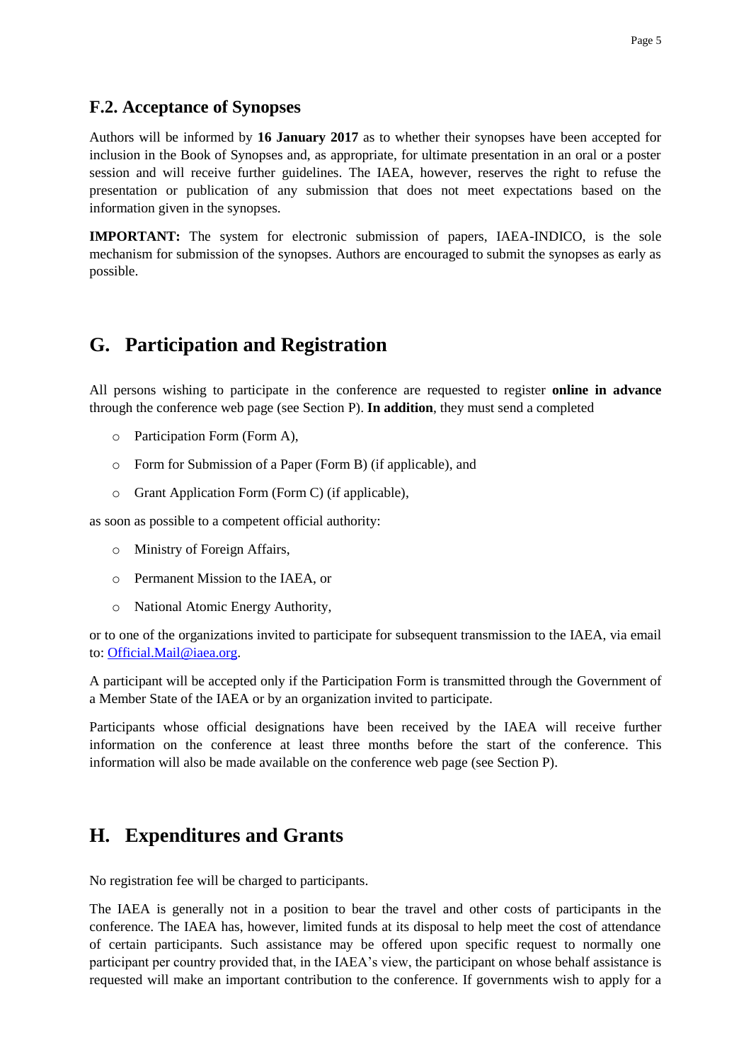### F.2. Acceptance of Synopses

Authors will be informed by **16 January 2017** as to whether their synopses have been accepted for inclusion in the Book of Synopses and, as appropriate, for ultimate presentation in an oral or a poster session and will receive further guidelines. The IAEA, however, reserves the right to refuse the presentation or publication of any submission that does not meet expectations based on the information given in the synopses.

**IMPORTANT:** The system for electronic submission of papers, IAEA-INDICO, is the sole mechanism for submission of the synopses. Authors are encouraged to submit the synopses as early as possible.

## G. Participation and Registration

All persons wishing to participate in the conference are requested to register **online in advance** through the conference web page (see Section P). **In addition**, they must send a completed

- Participation Form (Form A),
- Form for Submission of a Paper (Form B) (if applicable), and
- Grant Application Form (Form C) (if applicable),

as soon as possible to a competent official authority:

- Ministry of Foreign Affairs,
- Permanent Mission to the IAEA, or
- National Atomic Energy Authority,

or to one of the organizations invited to participate for subsequent transmission to the IAEA, via email to: Official.Mail@iaea.org.

A participant will be accepted only if the Participation Form is transmitted through the Government of a Member State of the IAEA or by an organization invited to participate.

Participants whose official designations have been received by the IAEA will receive further information on the conference at least three months before the start of the conference. This information will also be made available on the conference web page (see Section P).

## H. Expenditures and Grants

No registration fee will be charged to participants.

The IAEA is generally not in a position to bear the travel and other costs of participants in the conference. The IAEA has, however, limited funds at its disposal to help meet the cost of attendance of certain participants. Such assistance may be offered upon specific request to normally one participant per country provided that, in the IAEA's view, the participant on whose behalf assistance is requested will make an important contribution to the conference. If governments wish to apply for a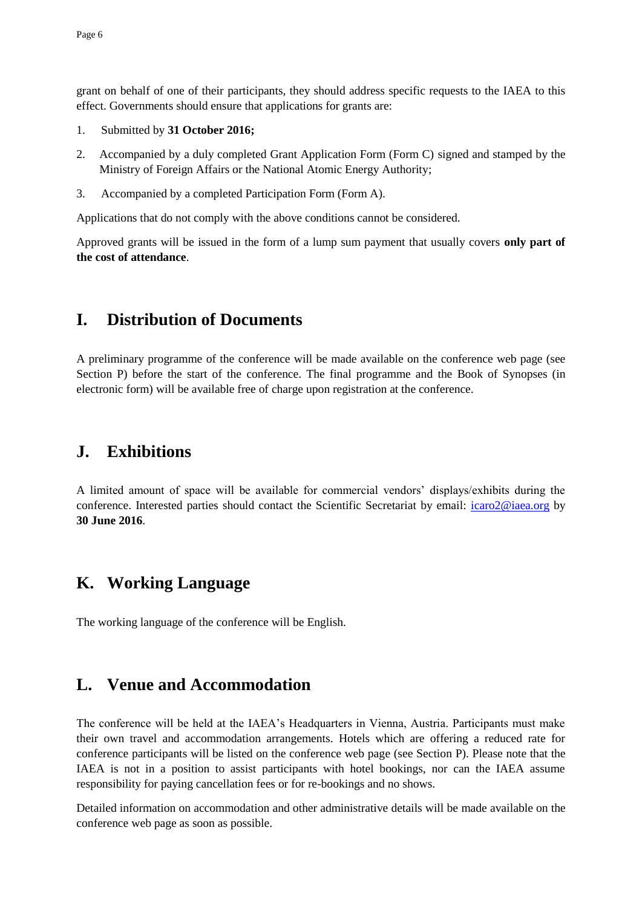grant on behalf of one of their participants, they should address specific requests to the IAEA to this effect. Governments should ensure that applications for grants are:

1. Submitted by **31 October 2016;**
2. Accompanied by a duly completed Grant Application Form (Form C) signed and stamped by the Ministry of Foreign Affairs or the National Atomic Energy Authority;
3. Accompanied by a completed Participation Form (Form A).

Applications that do not comply with the above conditions cannot be considered.

Approved grants will be issued in the form of a lump sum payment that usually covers **only part of the cost of attendance**.

## I. Distribution of Documents

A preliminary programme of the conference will be made available on the conference web page (see Section P) before the start of the conference. The final programme and the Book of Synopses (in electronic form) will be available free of charge upon registration at the conference.

## J. Exhibitions

A limited amount of space will be available for commercial vendors' displays/exhibits during the conference. Interested parties should contact the Scientific Secretariat by email: icaro2@iaea.org by **30 June 2016**.

## K. Working Language

The working language of the conference will be English.

## L. Venue and Accommodation

The conference will be held at the IAEA's Headquarters in Vienna, Austria. Participants must make their own travel and accommodation arrangements. Hotels which are offering a reduced rate for conference participants will be listed on the conference web page (see Section P). Please note that the IAEA is not in a position to assist participants with hotel bookings, nor can the IAEA assume responsibility for paying cancellation fees or for re-bookings and no shows.

Detailed information on accommodation and other administrative details will be made available on the conference web page as soon as possible.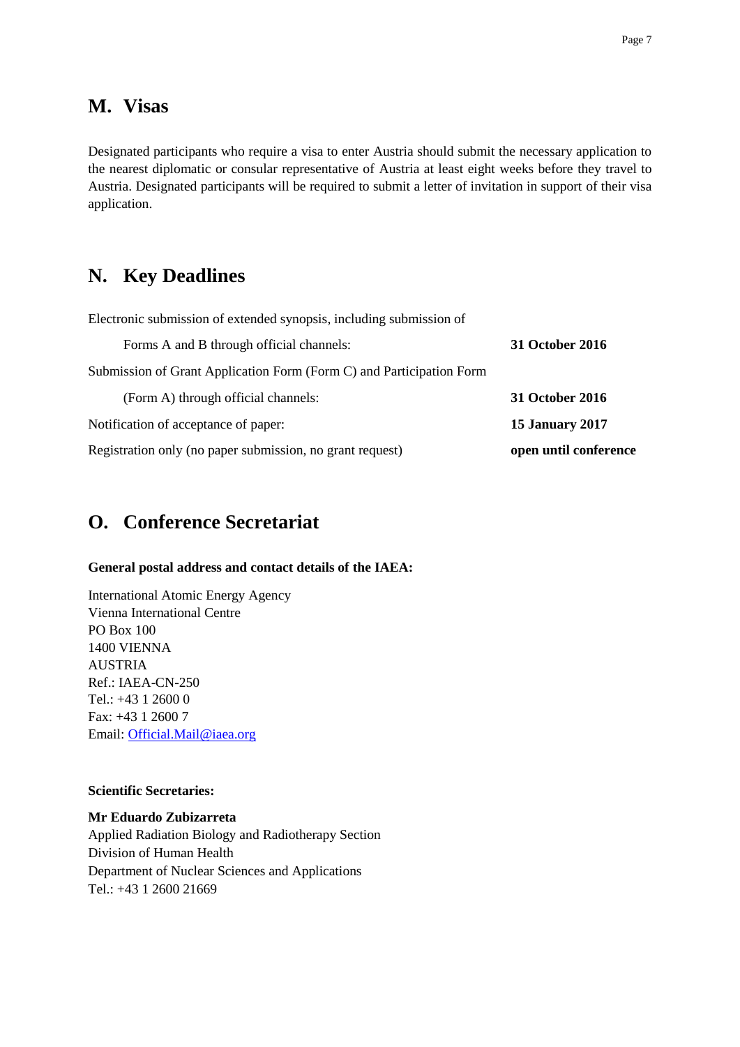## M. Visas

Designated participants who require a visa to enter Austria should submit the necessary application to the nearest diplomatic or consular representative of Austria at least eight weeks before they travel to Austria. Designated participants will be required to submit a letter of invitation in support of their visa application.

## N. Key Deadlines

| | |
|---|---|
| Electronic submission of extended synopsis, including submission of Forms A and B through official channels: | **31 October 2016** |
| Submission of Grant Application Form (Form C) and Participation Form (Form A) through official channels: | **31 October 2016** |
| Notification of acceptance of paper: | **15 January 2017** |
| Registration only (no paper submission, no grant request) | **open until conference** |

## O. Conference Secretariat

**General postal address and contact details of the IAEA:**

International Atomic Energy Agency
Vienna International Centre
PO Box 100
1400 VIENNA
AUSTRIA
Ref.: IAEA-CN-250
Tel.: +43 1 2600 0
Fax: +43 1 2600 7
Email: Official.Mail@iaea.org

**Scientific Secretaries:**

**Mr Eduardo Zubizarreta**
Applied Radiation Biology and Radiotherapy Section
Division of Human Health
Department of Nuclear Sciences and Applications
Tel.: +43 1 2600 21669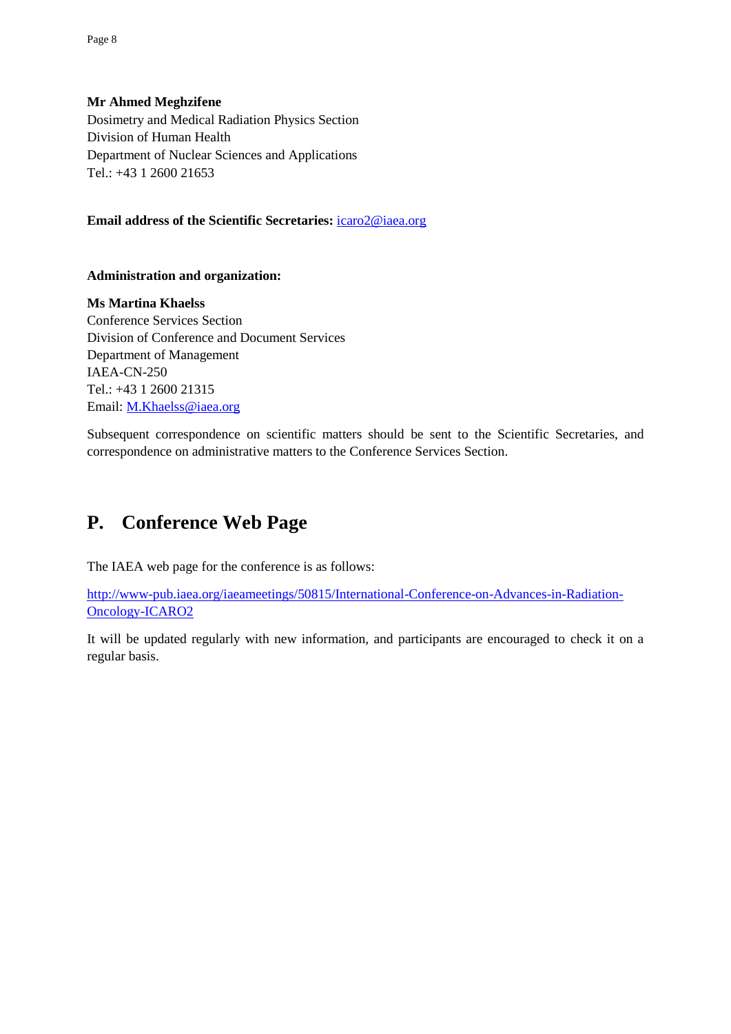**Mr Ahmed Meghzifene**
Dosimetry and Medical Radiation Physics Section
Division of Human Health
Department of Nuclear Sciences and Applications
Tel.: +43 1 2600 21653

**Email address of the Scientific Secretaries:** icaro2@iaea.org

**Administration and organization:**

**Ms Martina Khaelss**
Conference Services Section
Division of Conference and Document Services
Department of Management
IAEA-CN-250
Tel.: +43 1 2600 21315
Email: M.Khaelss@iaea.org

Subsequent correspondence on scientific matters should be sent to the Scientific Secretaries, and correspondence on administrative matters to the Conference Services Section.

## P. Conference Web Page

The IAEA web page for the conference is as follows:

http://www-pub.iaea.org/iaeameetings/50815/International-Conference-on-Advances-in-Radiation-Oncology-ICARO2

It will be updated regularly with new information, and participants are encouraged to check it on a regular basis.